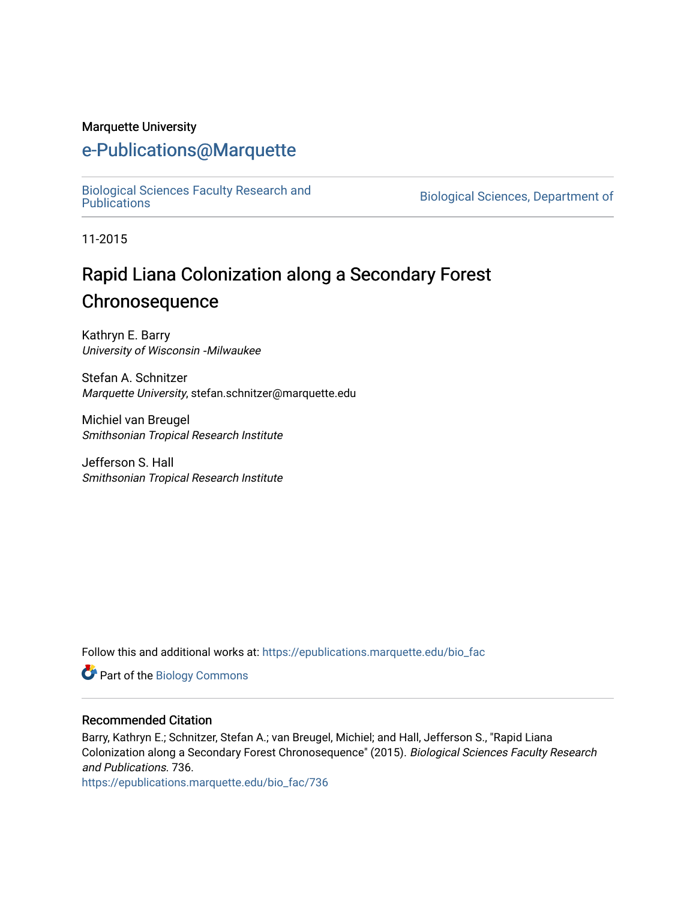Marquette University

# e-Publications@Marquette

Biological Sciences Faculty Research and Publications

Biological Sciences, Department of

11-2015

# Rapid Liana Colonization along a Secondary Forest Chronosequence

Kathryn E. Barry
*University of Wisconsin -Milwaukee*

Stefan A. Schnitzer
*Marquette University*, stefan.schnitzer@marquette.edu

Michiel van Breugel
*Smithsonian Tropical Research Institute*

Jefferson S. Hall
*Smithsonian Tropical Research Institute*

Follow this and additional works at: https://epublications.marquette.edu/bio_fac

Part of the Biology Commons

### Recommended Citation

Barry, Kathryn E.; Schnitzer, Stefan A.; van Breugel, Michiel; and Hall, Jefferson S., "Rapid Liana Colonization along a Secondary Forest Chronosequence" (2015). *Biological Sciences Faculty Research and Publications*. 736.
https://epublications.marquette.edu/bio_fac/736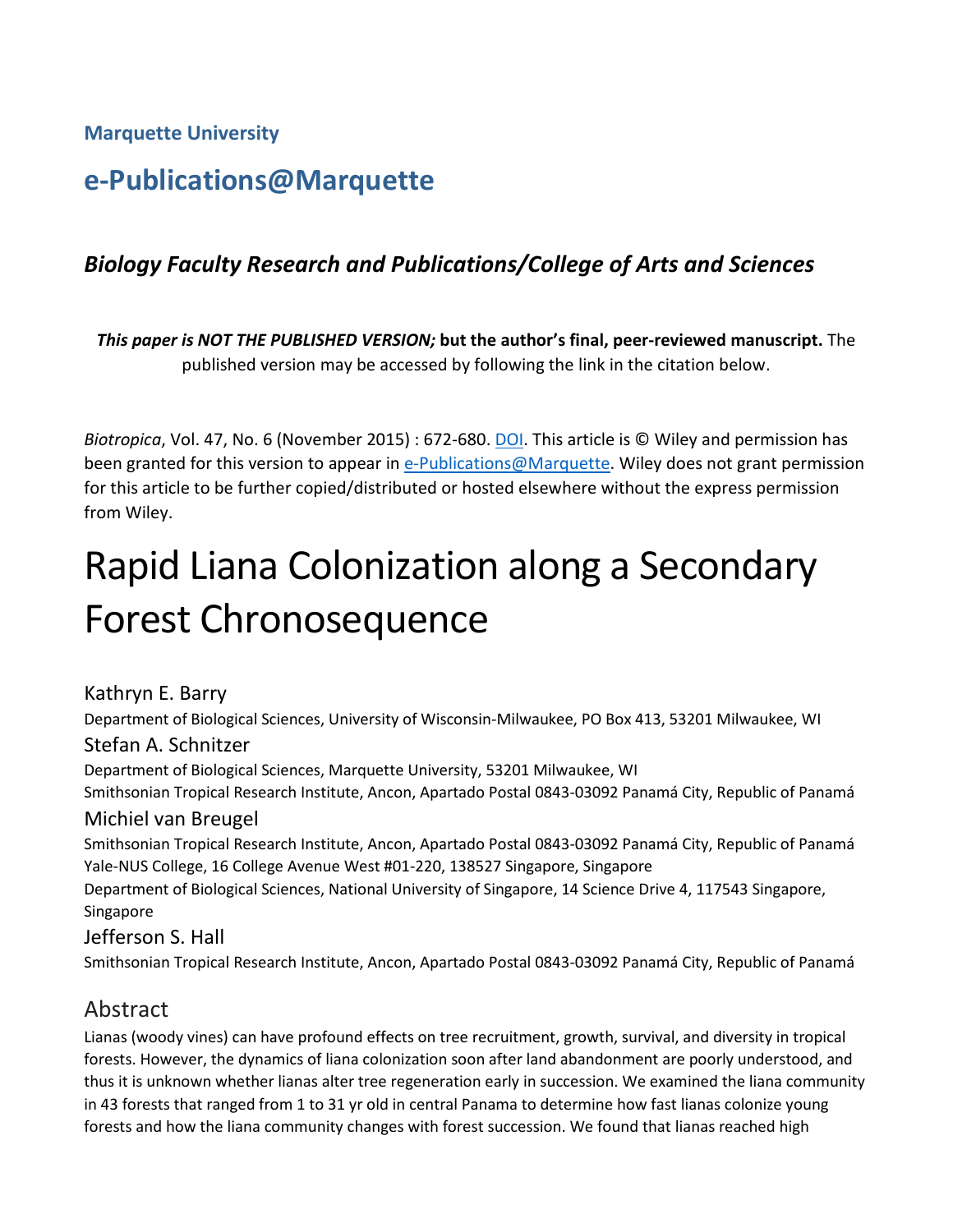**Marquette University**

## e-Publications@Marquette

### *Biology Faculty Research and Publications/College of Arts and Sciences*

***This paper is NOT THE PUBLISHED VERSION;* but the author's final, peer-reviewed manuscript.** The published version may be accessed by following the link in the citation below.

*Biotropica*, Vol. 47, No. 6 (November 2015) : 672-680. DOI. This article is © Wiley and permission has been granted for this version to appear in e-Publications@Marquette. Wiley does not grant permission for this article to be further copied/distributed or hosted elsewhere without the express permission from Wiley.

# Rapid Liana Colonization along a Secondary Forest Chronosequence

Kathryn E. Barry
Department of Biological Sciences, University of Wisconsin-Milwaukee, PO Box 413, 53201 Milwaukee, WI

Stefan A. Schnitzer
Department of Biological Sciences, Marquette University, 53201 Milwaukee, WI
Smithsonian Tropical Research Institute, Ancon, Apartado Postal 0843-03092 Panamá City, Republic of Panamá

Michiel van Breugel
Smithsonian Tropical Research Institute, Ancon, Apartado Postal 0843-03092 Panamá City, Republic of Panamá
Yale-NUS College, 16 College Avenue West #01-220, 138527 Singapore, Singapore
Department of Biological Sciences, National University of Singapore, 14 Science Drive 4, 117543 Singapore, Singapore

Jefferson S. Hall
Smithsonian Tropical Research Institute, Ancon, Apartado Postal 0843-03092 Panamá City, Republic of Panamá

## Abstract

Lianas (woody vines) can have profound effects on tree recruitment, growth, survival, and diversity in tropical forests. However, the dynamics of liana colonization soon after land abandonment are poorly understood, and thus it is unknown whether lianas alter tree regeneration early in succession. We examined the liana community in 43 forests that ranged from 1 to 31 yr old in central Panama to determine how fast lianas colonize young forests and how the liana community changes with forest succession. We found that lianas reached high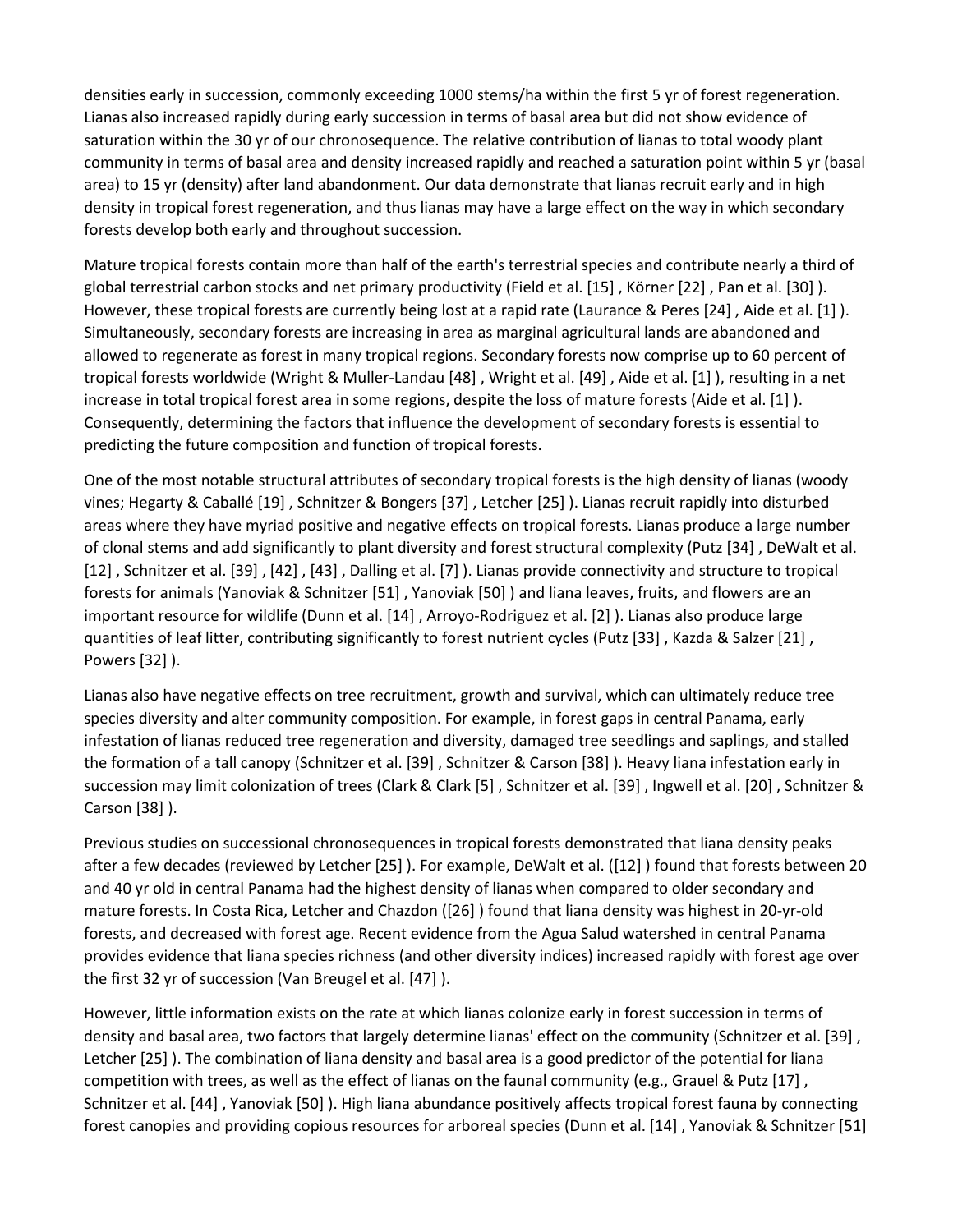densities early in succession, commonly exceeding 1000 stems/ha within the first 5 yr of forest regeneration. Lianas also increased rapidly during early succession in terms of basal area but did not show evidence of saturation within the 30 yr of our chronosequence. The relative contribution of lianas to total woody plant community in terms of basal area and density increased rapidly and reached a saturation point within 5 yr (basal area) to 15 yr (density) after land abandonment. Our data demonstrate that lianas recruit early and in high density in tropical forest regeneration, and thus lianas may have a large effect on the way in which secondary forests develop both early and throughout succession.

Mature tropical forests contain more than half of the earth's terrestrial species and contribute nearly a third of global terrestrial carbon stocks and net primary productivity (Field et al. [15] , Körner [22] , Pan et al. [30] ). However, these tropical forests are currently being lost at a rapid rate (Laurance & Peres [24] , Aide et al. [1] ). Simultaneously, secondary forests are increasing in area as marginal agricultural lands are abandoned and allowed to regenerate as forest in many tropical regions. Secondary forests now comprise up to 60 percent of tropical forests worldwide (Wright & Muller-Landau [48] , Wright et al. [49] , Aide et al. [1] ), resulting in a net increase in total tropical forest area in some regions, despite the loss of mature forests (Aide et al. [1] ). Consequently, determining the factors that influence the development of secondary forests is essential to predicting the future composition and function of tropical forests.

One of the most notable structural attributes of secondary tropical forests is the high density of lianas (woody vines; Hegarty & Caballé [19] , Schnitzer & Bongers [37] , Letcher [25] ). Lianas recruit rapidly into disturbed areas where they have myriad positive and negative effects on tropical forests. Lianas produce a large number of clonal stems and add significantly to plant diversity and forest structural complexity (Putz [34] , DeWalt et al. [12] , Schnitzer et al. [39] , [42] , [43] , Dalling et al. [7] ). Lianas provide connectivity and structure to tropical forests for animals (Yanoviak & Schnitzer [51] , Yanoviak [50] ) and liana leaves, fruits, and flowers are an important resource for wildlife (Dunn et al. [14] , Arroyo-Rodriguez et al. [2] ). Lianas also produce large quantities of leaf litter, contributing significantly to forest nutrient cycles (Putz [33] , Kazda & Salzer [21] , Powers [32] ).

Lianas also have negative effects on tree recruitment, growth and survival, which can ultimately reduce tree species diversity and alter community composition. For example, in forest gaps in central Panama, early infestation of lianas reduced tree regeneration and diversity, damaged tree seedlings and saplings, and stalled the formation of a tall canopy (Schnitzer et al. [39] , Schnitzer & Carson [38] ). Heavy liana infestation early in succession may limit colonization of trees (Clark & Clark [5] , Schnitzer et al. [39] , Ingwell et al. [20] , Schnitzer & Carson [38] ).

Previous studies on successional chronosequences in tropical forests demonstrated that liana density peaks after a few decades (reviewed by Letcher [25] ). For example, DeWalt et al. ([12] ) found that forests between 20 and 40 yr old in central Panama had the highest density of lianas when compared to older secondary and mature forests. In Costa Rica, Letcher and Chazdon ([26] ) found that liana density was highest in 20-yr-old forests, and decreased with forest age. Recent evidence from the Agua Salud watershed in central Panama provides evidence that liana species richness (and other diversity indices) increased rapidly with forest age over the first 32 yr of succession (Van Breugel et al. [47] ).

However, little information exists on the rate at which lianas colonize early in forest succession in terms of density and basal area, two factors that largely determine lianas' effect on the community (Schnitzer et al. [39] , Letcher [25] ). The combination of liana density and basal area is a good predictor of the potential for liana competition with trees, as well as the effect of lianas on the faunal community (e.g., Grauel & Putz [17] , Schnitzer et al. [44] , Yanoviak [50] ). High liana abundance positively affects tropical forest fauna by connecting forest canopies and providing copious resources for arboreal species (Dunn et al. [14] , Yanoviak & Schnitzer [51]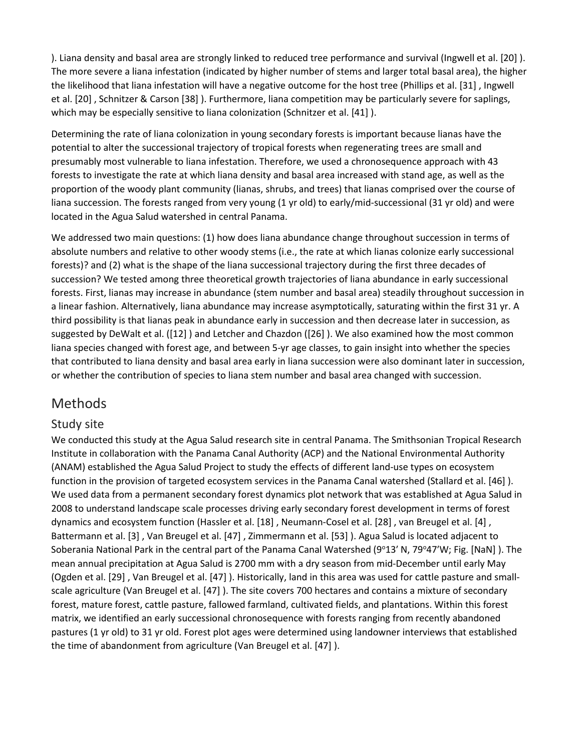). Liana density and basal area are strongly linked to reduced tree performance and survival (Ingwell et al. [20] ). The more severe a liana infestation (indicated by higher number of stems and larger total basal area), the higher the likelihood that liana infestation will have a negative outcome for the host tree (Phillips et al. [31] , Ingwell et al. [20] , Schnitzer & Carson [38] ). Furthermore, liana competition may be particularly severe for saplings, which may be especially sensitive to liana colonization (Schnitzer et al. [41] ).

Determining the rate of liana colonization in young secondary forests is important because lianas have the potential to alter the successional trajectory of tropical forests when regenerating trees are small and presumably most vulnerable to liana infestation. Therefore, we used a chronosequence approach with 43 forests to investigate the rate at which liana density and basal area increased with stand age, as well as the proportion of the woody plant community (lianas, shrubs, and trees) that lianas comprised over the course of liana succession. The forests ranged from very young (1 yr old) to early/mid-successional (31 yr old) and were located in the Agua Salud watershed in central Panama.

We addressed two main questions: (1) how does liana abundance change throughout succession in terms of absolute numbers and relative to other woody stems (i.e., the rate at which lianas colonize early successional forests)? and (2) what is the shape of the liana successional trajectory during the first three decades of succession? We tested among three theoretical growth trajectories of liana abundance in early successional forests. First, lianas may increase in abundance (stem number and basal area) steadily throughout succession in a linear fashion. Alternatively, liana abundance may increase asymptotically, saturating within the first 31 yr. A third possibility is that lianas peak in abundance early in succession and then decrease later in succession, as suggested by DeWalt et al. ([12] ) and Letcher and Chazdon ([26] ). We also examined how the most common liana species changed with forest age, and between 5-yr age classes, to gain insight into whether the species that contributed to liana density and basal area early in liana succession were also dominant later in succession, or whether the contribution of species to liana stem number and basal area changed with succession.

# Methods

## Study site

We conducted this study at the Agua Salud research site in central Panama. The Smithsonian Tropical Research Institute in collaboration with the Panama Canal Authority (ACP) and the National Environmental Authority (ANAM) established the Agua Salud Project to study the effects of different land-use types on ecosystem function in the provision of targeted ecosystem services in the Panama Canal watershed (Stallard et al. [46] ). We used data from a permanent secondary forest dynamics plot network that was established at Agua Salud in 2008 to understand landscape scale processes driving early secondary forest development in terms of forest dynamics and ecosystem function (Hassler et al. [18] , Neumann-Cosel et al. [28] , van Breugel et al. [4] , Battermann et al. [3] , Van Breugel et al. [47] , Zimmermann et al. [53] ). Agua Salud is located adjacent to Soberania National Park in the central part of the Panama Canal Watershed (9°13′ N, 79°47′W; Fig. [NaN] ). The mean annual precipitation at Agua Salud is 2700 mm with a dry season from mid-December until early May (Ogden et al. [29] , Van Breugel et al. [47] ). Historically, land in this area was used for cattle pasture and small-scale agriculture (Van Breugel et al. [47] ). The site covers 700 hectares and contains a mixture of secondary forest, mature forest, cattle pasture, fallowed farmland, cultivated fields, and plantations. Within this forest matrix, we identified an early successional chronosequence with forests ranging from recently abandoned pastures (1 yr old) to 31 yr old. Forest plot ages were determined using landowner interviews that established the time of abandonment from agriculture (Van Breugel et al. [47] ).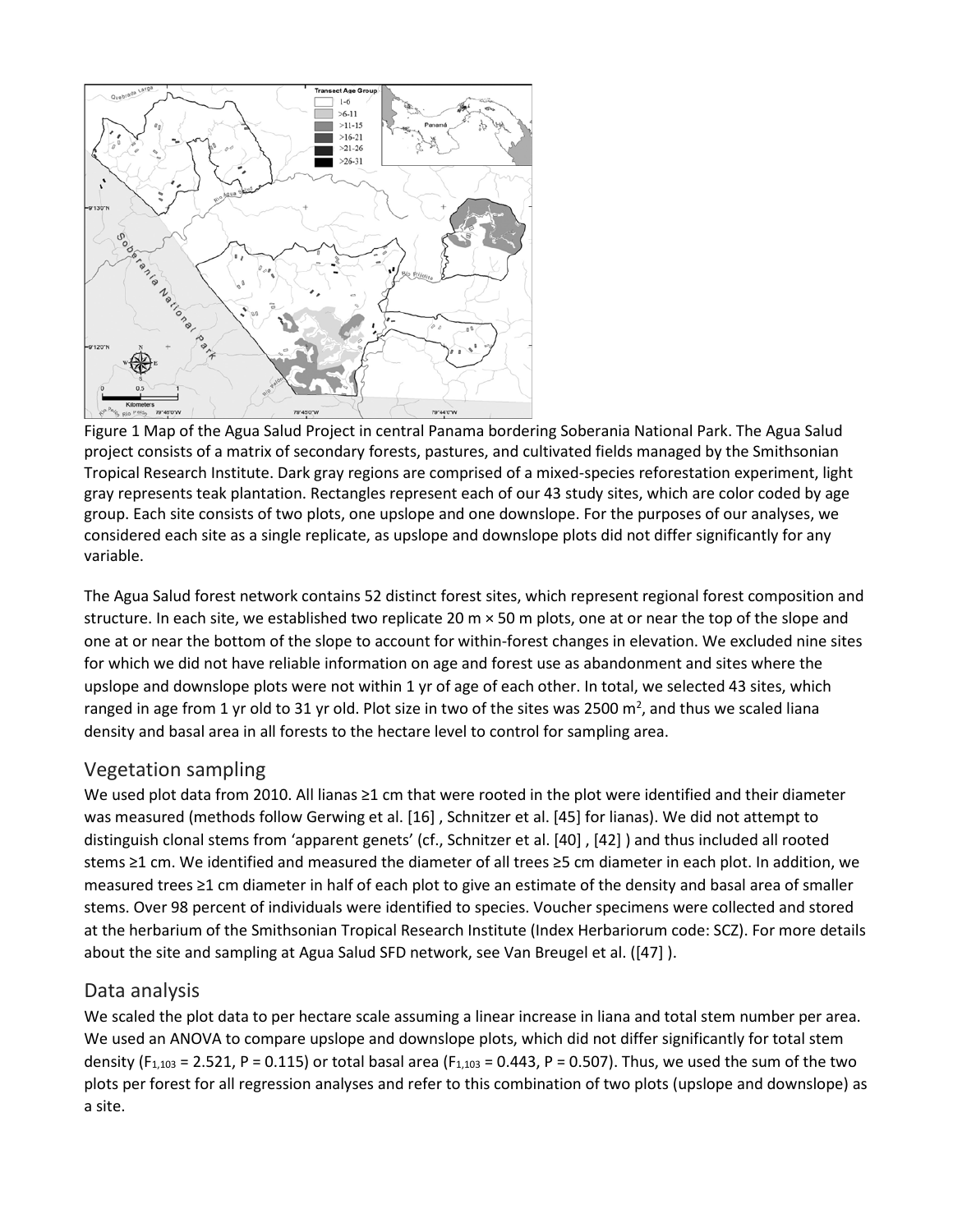Figure 1 Map of the Agua Salud Project in central Panama bordering Soberania National Park. The Agua Salud project consists of a matrix of secondary forests, pastures, and cultivated fields managed by the Smithsonian Tropical Research Institute. Dark gray regions are comprised of a mixed-species reforestation experiment, light gray represents teak plantation. Rectangles represent each of our 43 study sites, which are color coded by age group. Each site consists of two plots, one upslope and one downslope. For the purposes of our analyses, we considered each site as a single replicate, as upslope and downslope plots did not differ significantly for any variable.

The Agua Salud forest network contains 52 distinct forest sites, which represent regional forest composition and structure. In each site, we established two replicate 20 m × 50 m plots, one at or near the top of the slope and one at or near the bottom of the slope to account for within-forest changes in elevation. We excluded nine sites for which we did not have reliable information on age and forest use as abandonment and sites where the upslope and downslope plots were not within 1 yr of age of each other. In total, we selected 43 sites, which ranged in age from 1 yr old to 31 yr old. Plot size in two of the sites was 2500 $m^2$, and thus we scaled liana density and basal area in all forests to the hectare level to control for sampling area.

## Vegetation sampling

We used plot data from 2010. All lianas ≥1 cm that were rooted in the plot were identified and their diameter was measured (methods follow Gerwing et al. [16] , Schnitzer et al. [45] for lianas). We did not attempt to distinguish clonal stems from 'apparent genets' (cf., Schnitzer et al. [40] , [42] ) and thus included all rooted stems ≥1 cm. We identified and measured the diameter of all trees ≥5 cm diameter in each plot. In addition, we measured trees ≥1 cm diameter in half of each plot to give an estimate of the density and basal area of smaller stems. Over 98 percent of individuals were identified to species. Voucher specimens were collected and stored at the herbarium of the Smithsonian Tropical Research Institute (Index Herbariorum code: SCZ). For more details about the site and sampling at Agua Salud SFD network, see Van Breugel et al. ([47] ).

## Data analysis

We scaled the plot data to per hectare scale assuming a linear increase in liana and total stem number per area. We used an ANOVA to compare upslope and downslope plots, which did not differ significantly for total stem density ($F_{1,103} = 2.521$, $P = 0.115$) or total basal area ($F_{1,103} = 0.443$, $P = 0.507$). Thus, we used the sum of the two plots per forest for all regression analyses and refer to this combination of two plots (upslope and downslope) as a site.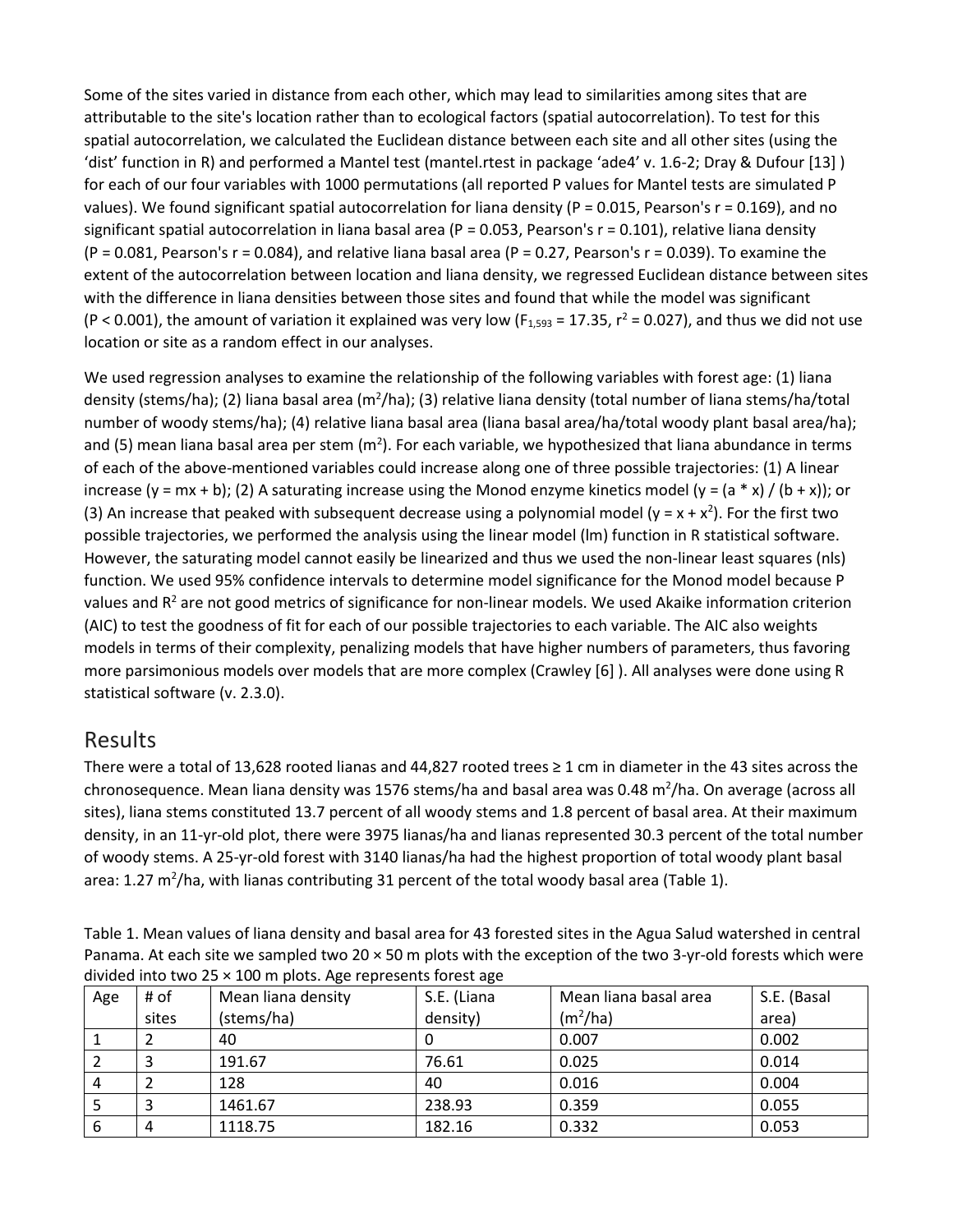Some of the sites varied in distance from each other, which may lead to similarities among sites that are attributable to the site's location rather than to ecological factors (spatial autocorrelation). To test for this spatial autocorrelation, we calculated the Euclidean distance between each site and all other sites (using the 'dist' function in R) and performed a Mantel test (mantel.rtest in package 'ade4' v. 1.6-2; Dray & Dufour [13] ) for each of our four variables with 1000 permutations (all reported P values for Mantel tests are simulated P values). We found significant spatial autocorrelation for liana density ($P = 0.015$, Pearson's $r = 0.169$), and no significant spatial autocorrelation in liana basal area ($P = 0.053$, Pearson's $r = 0.101$), relative liana density ($P = 0.081$, Pearson's $r = 0.084$), and relative liana basal area ($P = 0.27$, Pearson's $r = 0.039$). To examine the extent of the autocorrelation between location and liana density, we regressed Euclidean distance between sites with the difference in liana densities between those sites and found that while the model was significant ($P < 0.001$), the amount of variation it explained was very low ($F_{1,593} = 17.35$, $r^2 = 0.027$), and thus we did not use location or site as a random effect in our analyses.

We used regression analyses to examine the relationship of the following variables with forest age: (1) liana density (stems/ha); (2) liana basal area ($m^2$/ha); (3) relative liana density (total number of liana stems/ha/total number of woody stems/ha); (4) relative liana basal area (liana basal area/ha/total woody plant basal area/ha); and (5) mean liana basal area per stem ($m^2$). For each variable, we hypothesized that liana abundance in terms of each of the above-mentioned variables could increase along one of three possible trajectories: (1) A linear increase ($y = mx + b$); (2) A saturating increase using the Monod enzyme kinetics model ($y = (a * x) / (b + x)$); or (3) An increase that peaked with subsequent decrease using a polynomial model ($y = x + x^2$). For the first two possible trajectories, we performed the analysis using the linear model (lm) function in R statistical software. However, the saturating model cannot easily be linearized and thus we used the non-linear least squares (nls) function. We used 95% confidence intervals to determine model significance for the Monod model because P values and $R^2$ are not good metrics of significance for non-linear models. We used Akaike information criterion (AIC) to test the goodness of fit for each of our possible trajectories to each variable. The AIC also weights models in terms of their complexity, penalizing models that have higher numbers of parameters, thus favoring more parsimonious models over models that are more complex (Crawley [6] ). All analyses were done using R statistical software (v. 2.3.0).

## Results

There were a total of 13,628 rooted lianas and 44,827 rooted trees ≥ 1 cm in diameter in the 43 sites across the chronosequence. Mean liana density was 1576 stems/ha and basal area was 0.48 $m^2$/ha. On average (across all sites), liana stems constituted 13.7 percent of all woody stems and 1.8 percent of basal area. At their maximum density, in an 11-yr-old plot, there were 3975 lianas/ha and lianas represented 30.3 percent of the total number of woody stems. A 25-yr-old forest with 3140 lianas/ha had the highest proportion of total woody plant basal area: 1.27 $m^2$/ha, with lianas contributing 31 percent of the total woody basal area (Table 1).

Table 1. Mean values of liana density and basal area for 43 forested sites in the Agua Salud watershed in central Panama. At each site we sampled two 20 × 50 m plots with the exception of the two 3-yr-old forests which were divided into two 25 × 100 m plots. Age represents forest age

| Age | # of sites | Mean liana density (stems/ha) | S.E. (Liana density) | Mean liana basal area ($m^2$/ha) | S.E. (Basal area) |
|---|---|---|---|---|---|
| 1 | 2 | 40 | 0 | 0.007 | 0.002 |
| 2 | 3 | 191.67 | 76.61 | 0.025 | 0.014 |
| 4 | 2 | 128 | 40 | 0.016 | 0.004 |
| 5 | 3 | 1461.67 | 238.93 | 0.359 | 0.055 |
| 6 | 4 | 1118.75 | 182.16 | 0.332 | 0.053 |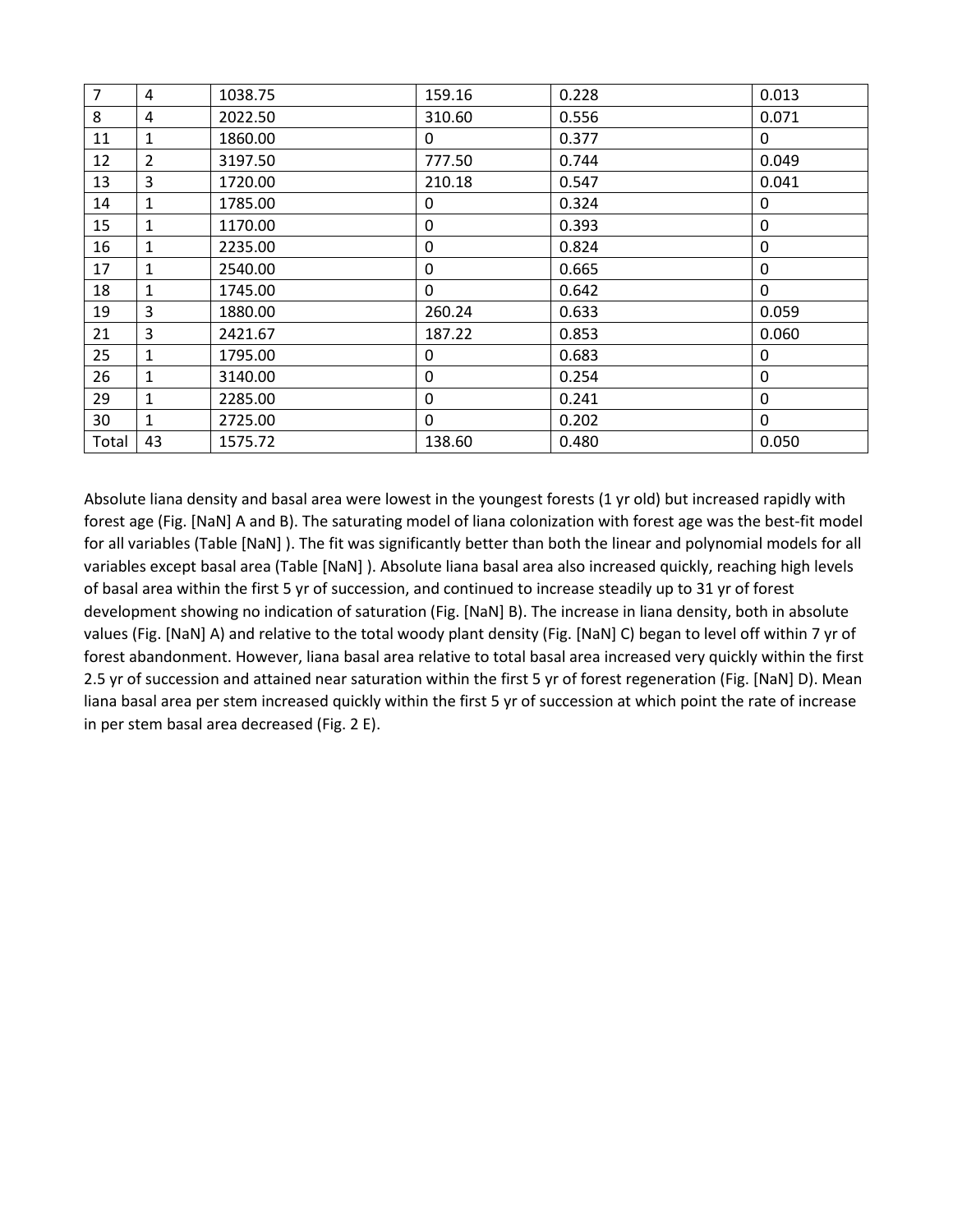| | | | | | |
|---|---|---|---|---|---|
| 7 | 4 | 1038.75 | 159.16 | 0.228 | 0.013 |
| 8 | 4 | 2022.50 | 310.60 | 0.556 | 0.071 |
| 11 | 1 | 1860.00 | 0 | 0.377 | 0 |
| 12 | 2 | 3197.50 | 777.50 | 0.744 | 0.049 |
| 13 | 3 | 1720.00 | 210.18 | 0.547 | 0.041 |
| 14 | 1 | 1785.00 | 0 | 0.324 | 0 |
| 15 | 1 | 1170.00 | 0 | 0.393 | 0 |
| 16 | 1 | 2235.00 | 0 | 0.824 | 0 |
| 17 | 1 | 2540.00 | 0 | 0.665 | 0 |
| 18 | 1 | 1745.00 | 0 | 0.642 | 0 |
| 19 | 3 | 1880.00 | 260.24 | 0.633 | 0.059 |
| 21 | 3 | 2421.67 | 187.22 | 0.853 | 0.060 |
| 25 | 1 | 1795.00 | 0 | 0.683 | 0 |
| 26 | 1 | 3140.00 | 0 | 0.254 | 0 |
| 29 | 1 | 2285.00 | 0 | 0.241 | 0 |
| 30 | 1 | 2725.00 | 0 | 0.202 | 0 |
| Total | 43 | 1575.72 | 138.60 | 0.480 | 0.050 |

Absolute liana density and basal area were lowest in the youngest forests (1 yr old) but increased rapidly with forest age (Fig. [NaN] A and B). The saturating model of liana colonization with forest age was the best-fit model for all variables (Table [NaN] ). The fit was significantly better than both the linear and polynomial models for all variables except basal area (Table [NaN] ). Absolute liana basal area also increased quickly, reaching high levels of basal area within the first 5 yr of succession, and continued to increase steadily up to 31 yr of forest development showing no indication of saturation (Fig. [NaN] B). The increase in liana density, both in absolute values (Fig. [NaN] A) and relative to the total woody plant density (Fig. [NaN] C) began to level off within 7 yr of forest abandonment. However, liana basal area relative to total basal area increased very quickly within the first 2.5 yr of succession and attained near saturation within the first 5 yr of forest regeneration (Fig. [NaN] D). Mean liana basal area per stem increased quickly within the first 5 yr of succession at which point the rate of increase in per stem basal area decreased (Fig. 2 E).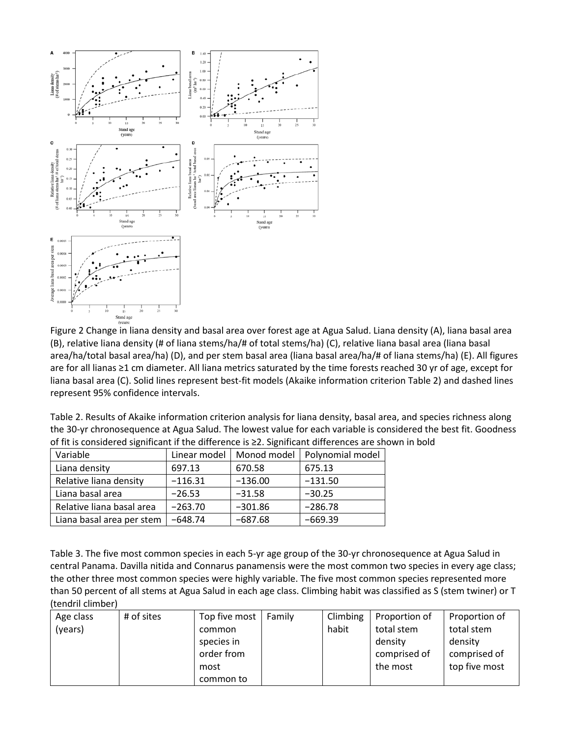A

Liana density (# of stems ha⁻¹)

4000

3000

2000

1000

0

0 5 10 15 20 25 30

Stand age (years)

B

Liana basal area (m² ha⁻¹)

1.40

1.20

1.00

0.80

0.60

0.40

0.20

0.00

0 5 10 15 20 25 30

Stand age (years)

C

Relative liana density (# of liana stems ha⁻¹/# of total stems ha⁻¹)

0.30

0.25

0.20

0.15

0.10

0.05

0.00

0 5 10 15 20 25 30

Stand age (years)

D

Relative liana basal area (basal area lianas ha⁻¹/total basal area ha⁻¹)

0.03

0.02

0.01

0.00

0 5 10 15 20 25 30

Stand age (years)

E

Average liana basal area per stem

0.0005

0.0004

0.0003

0.0002

0.0001

0.0000

0 5 10 15 20 25 30

Stand age (years)

Figure 2 Change in liana density and basal area over forest age at Agua Salud. Liana density (A), liana basal area (B), relative liana density (# of liana stems/ha/# of total stems/ha) (C), relative liana basal area (liana basal area/ha/total basal area/ha) (D), and per stem basal area (liana basal area/ha/# of liana stems/ha) (E). All figures are for all lianas ≥1 cm diameter. All liana metrics saturated by the time forests reached 30 yr of age, except for liana basal area (C). Solid lines represent best-fit models (Akaike information criterion Table 2) and dashed lines represent 95% confidence intervals.

Table 2. Results of Akaike information criterion analysis for liana density, basal area, and species richness along the 30-yr chronosequence at Agua Salud. The lowest value for each variable is considered the best fit. Goodness of fit is considered significant if the difference is ≥2. Significant differences are shown in bold

| Variable | Linear model | Monod model | Polynomial model |
|---|---|---|---|
| Liana density | 697.13 | 670.58 | 675.13 |
| Relative liana density | −116.31 | −136.00 | −131.50 |
| Liana basal area | −26.53 | −31.58 | −30.25 |
| Relative liana basal area | −263.70 | −301.86 | −286.78 |
| Liana basal area per stem | −648.74 | −687.68 | −669.39 |

Table 3. The five most common species in each 5-yr age group of the 30-yr chronosequence at Agua Salud in central Panama. Davilla nitida and Connarus panamensis were the most common two species in every age class; the other three most common species were highly variable. The five most common species represented more than 50 percent of all stems at Agua Salud in each age class. Climbing habit was classified as S (stem twiner) or T (tendril climber)

| Age class (years) | # of sites | Top five most common species in order from most common to | Family | Climbing habit | Proportion of total stem density comprised of the most | Proportion of total stem density comprised of top five most |
|---|---|---|---|---|---|---|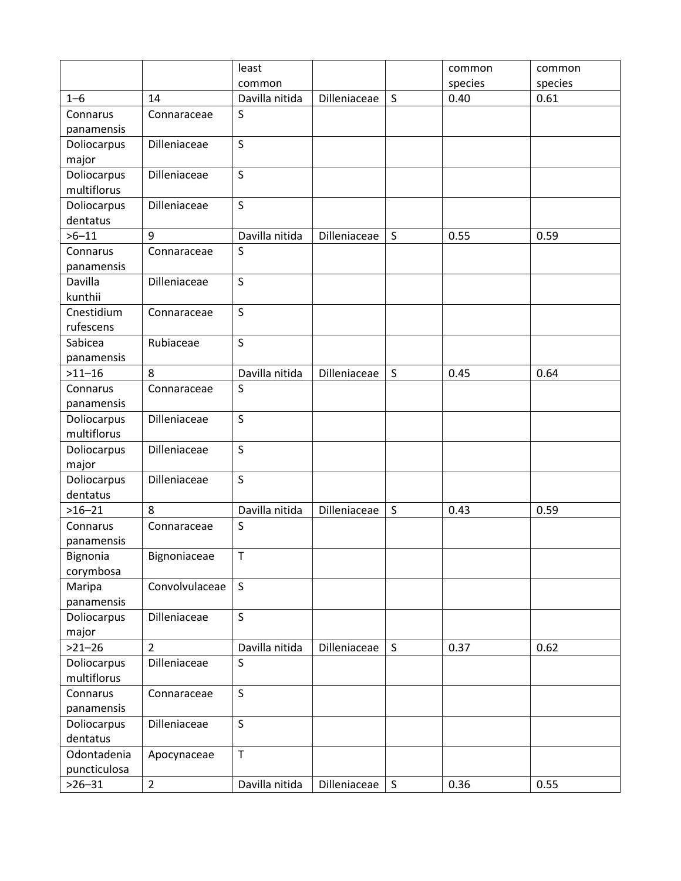| | | least common | | | common species | common species |
|---|---|---|---|---|---|---|
| 1–6 | 14 | Davilla nitida | Dilleniaceae | S | 0.40 | 0.61 |
| Connarus panamensis | Connaraceae | S | | | | |
| Doliocarpus major | Dilleniaceae | S | | | | |
| Doliocarpus multiflorus | Dilleniaceae | S | | | | |
| Doliocarpus dentatus | Dilleniaceae | S | | | | |
| >6–11 | 9 | Davilla nitida | Dilleniaceae | S | 0.55 | 0.59 |
| Connarus panamensis | Connaraceae | S | | | | |
| Davilla kunthii | Dilleniaceae | S | | | | |
| Cnestidium rufescens | Connaraceae | S | | | | |
| Sabicea panamensis | Rubiaceae | S | | | | |
| >11–16 | 8 | Davilla nitida | Dilleniaceae | S | 0.45 | 0.64 |
| Connarus panamensis | Connaraceae | S | | | | |
| Doliocarpus multiflorus | Dilleniaceae | S | | | | |
| Doliocarpus major | Dilleniaceae | S | | | | |
| Doliocarpus dentatus | Dilleniaceae | S | | | | |
| >16–21 | 8 | Davilla nitida | Dilleniaceae | S | 0.43 | 0.59 |
| Connarus panamensis | Connaraceae | S | | | | |
| Bignonia corymbosa | Bignoniaceae | T | | | | |
| Maripa panamensis | Convolvulaceae | S | | | | |
| Doliocarpus major | Dilleniaceae | S | | | | |
| >21–26 | 2 | Davilla nitida | Dilleniaceae | S | 0.37 | 0.62 |
| Doliocarpus multiflorus | Dilleniaceae | S | | | | |
| Connarus panamensis | Connaraceae | S | | | | |
| Doliocarpus dentatus | Dilleniaceae | S | | | | |
| Odontadenia puncticulosa | Apocynaceae | T | | | | |
| >26–31 | 2 | Davilla nitida | Dilleniaceae | S | 0.36 | 0.55 |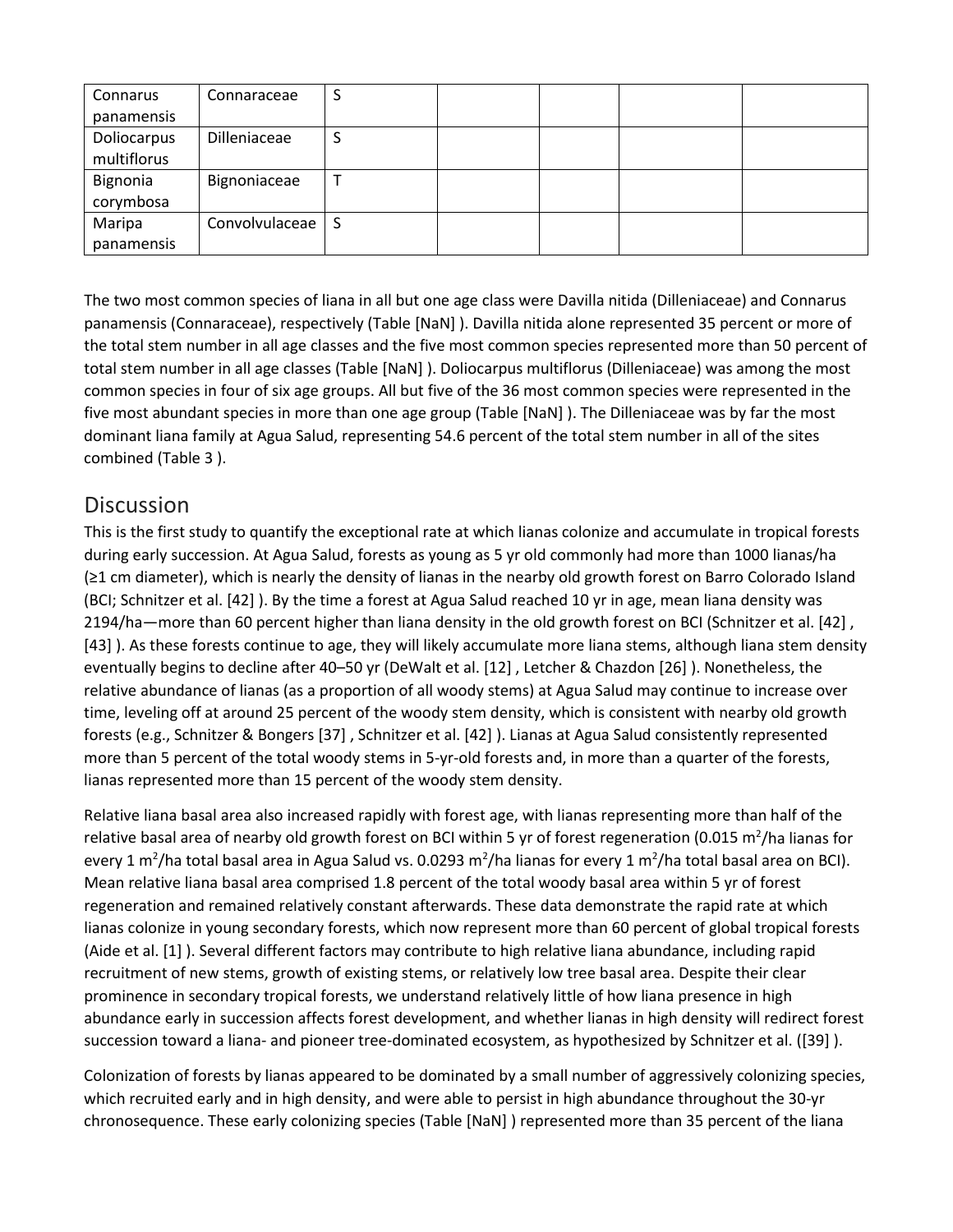| | | | | | | |
|---|---|---|---|---|---|---|
| Connarus panamensis | Connaraceae | S | | | | |
| Doliocarpus multiflorus | Dilleniaceae | S | | | | |
| Bignonia corymbosa | Bignoniaceae | T | | | | |
| Maripa panamensis | Convolvulaceae | S | | | | |

The two most common species of liana in all but one age class were Davilla nitida (Dilleniaceae) and Connarus panamensis (Connaraceae), respectively (Table [NaN] ). Davilla nitida alone represented 35 percent or more of the total stem number in all age classes and the five most common species represented more than 50 percent of total stem number in all age classes (Table [NaN] ). Doliocarpus multiflorus (Dilleniaceae) was among the most common species in four of six age groups. All but five of the 36 most common species were represented in the five most abundant species in more than one age group (Table [NaN] ). The Dilleniaceae was by far the most dominant liana family at Agua Salud, representing 54.6 percent of the total stem number in all of the sites combined (Table 3 ).

## Discussion

This is the first study to quantify the exceptional rate at which lianas colonize and accumulate in tropical forests during early succession. At Agua Salud, forests as young as 5 yr old commonly had more than 1000 lianas/ha (≥1 cm diameter), which is nearly the density of lianas in the nearby old growth forest on Barro Colorado Island (BCI; Schnitzer et al. [42] ). By the time a forest at Agua Salud reached 10 yr in age, mean liana density was 2194/ha—more than 60 percent higher than liana density in the old growth forest on BCI (Schnitzer et al. [42] , [43] ). As these forests continue to age, they will likely accumulate more liana stems, although liana stem density eventually begins to decline after 40–50 yr (DeWalt et al. [12] , Letcher & Chazdon [26] ). Nonetheless, the relative abundance of lianas (as a proportion of all woody stems) at Agua Salud may continue to increase over time, leveling off at around 25 percent of the woody stem density, which is consistent with nearby old growth forests (e.g., Schnitzer & Bongers [37] , Schnitzer et al. [42] ). Lianas at Agua Salud consistently represented more than 5 percent of the total woody stems in 5-yr-old forests and, in more than a quarter of the forests, lianas represented more than 15 percent of the woody stem density.

Relative liana basal area also increased rapidly with forest age, with lianas representing more than half of the relative basal area of nearby old growth forest on BCI within 5 yr of forest regeneration (0.015 $m^2$/ha lianas for every 1 $m^2$/ha total basal area in Agua Salud vs. 0.0293 $m^2$/ha lianas for every 1 $m^2$/ha total basal area on BCI). Mean relative liana basal area comprised 1.8 percent of the total woody basal area within 5 yr of forest regeneration and remained relatively constant afterwards. These data demonstrate the rapid rate at which lianas colonize in young secondary forests, which now represent more than 60 percent of global tropical forests (Aide et al. [1] ). Several different factors may contribute to high relative liana abundance, including rapid recruitment of new stems, growth of existing stems, or relatively low tree basal area. Despite their clear prominence in secondary tropical forests, we understand relatively little of how liana presence in high abundance early in succession affects forest development, and whether lianas in high density will redirect forest succession toward a liana- and pioneer tree-dominated ecosystem, as hypothesized by Schnitzer et al. ([39] ).

Colonization of forests by lianas appeared to be dominated by a small number of aggressively colonizing species, which recruited early and in high density, and were able to persist in high abundance throughout the 30-yr chronosequence. These early colonizing species (Table [NaN] ) represented more than 35 percent of the liana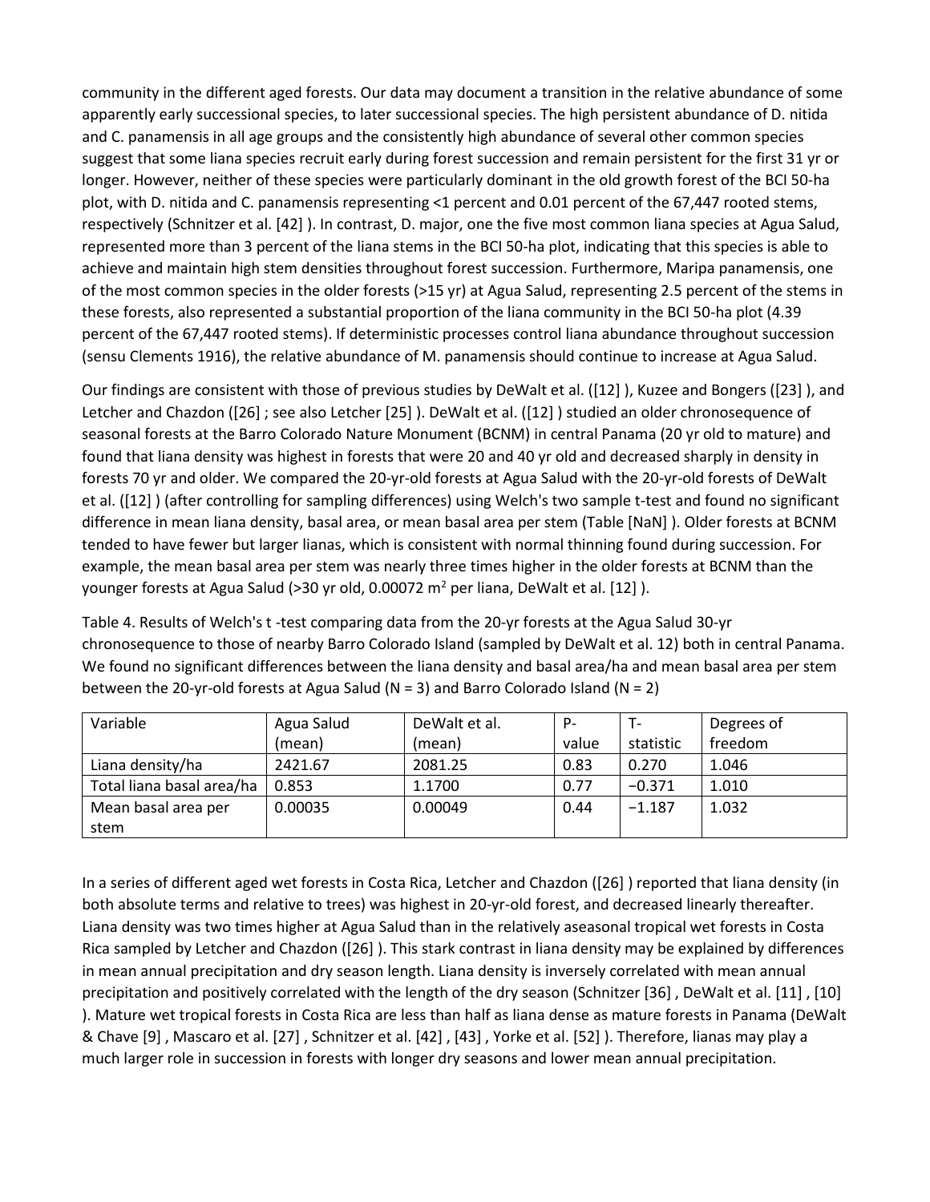community in the different aged forests. Our data may document a transition in the relative abundance of some apparently early successional species, to later successional species. The high persistent abundance of D. nitida and C. panamensis in all age groups and the consistently high abundance of several other common species suggest that some liana species recruit early during forest succession and remain persistent for the first 31 yr or longer. However, neither of these species were particularly dominant in the old growth forest of the BCI 50-ha plot, with D. nitida and C. panamensis representing <1 percent and 0.01 percent of the 67,447 rooted stems, respectively (Schnitzer et al. [42] ). In contrast, D. major, one the five most common liana species at Agua Salud, represented more than 3 percent of the liana stems in the BCI 50-ha plot, indicating that this species is able to achieve and maintain high stem densities throughout forest succession. Furthermore, Maripa panamensis, one of the most common species in the older forests (>15 yr) at Agua Salud, representing 2.5 percent of the stems in these forests, also represented a substantial proportion of the liana community in the BCI 50-ha plot (4.39 percent of the 67,447 rooted stems). If deterministic processes control liana abundance throughout succession (sensu Clements 1916), the relative abundance of M. panamensis should continue to increase at Agua Salud.

Our findings are consistent with those of previous studies by DeWalt et al. ([12] ), Kuzee and Bongers ([23] ), and Letcher and Chazdon ([26] ; see also Letcher [25] ). DeWalt et al. ([12] ) studied an older chronosequence of seasonal forests at the Barro Colorado Nature Monument (BCNM) in central Panama (20 yr old to mature) and found that liana density was highest in forests that were 20 and 40 yr old and decreased sharply in density in forests 70 yr and older. We compared the 20-yr-old forests at Agua Salud with the 20-yr-old forests of DeWalt et al. ([12] ) (after controlling for sampling differences) using Welch's two sample t-test and found no significant difference in mean liana density, basal area, or mean basal area per stem (Table [NaN] ). Older forests at BCNM tended to have fewer but larger lianas, which is consistent with normal thinning found during succession. For example, the mean basal area per stem was nearly three times higher in the older forests at BCNM than the younger forests at Agua Salud (>30 yr old, 0.00072 $m^2$ per liana, DeWalt et al. [12] ).

Table 4. Results of Welch's t -test comparing data from the 20-yr forests at the Agua Salud 30-yr chronosequence to those of nearby Barro Colorado Island (sampled by DeWalt et al. 12) both in central Panama. We found no significant differences between the liana density and basal area/ha and mean basal area per stem between the 20-yr-old forests at Agua Salud (N = 3) and Barro Colorado Island (N = 2)

| Variable | Agua Salud (mean) | DeWalt et al. (mean) | P-value | T-statistic | Degrees of freedom |
|---|---|---|---|---|---|
| Liana density/ha | 2421.67 | 2081.25 | 0.83 | 0.270 | 1.046 |
| Total liana basal area/ha | 0.853 | 1.1700 | 0.77 | −0.371 | 1.010 |
| Mean basal area per stem | 0.00035 | 0.00049 | 0.44 | −1.187 | 1.032 |

In a series of different aged wet forests in Costa Rica, Letcher and Chazdon ([26] ) reported that liana density (in both absolute terms and relative to trees) was highest in 20-yr-old forest, and decreased linearly thereafter. Liana density was two times higher at Agua Salud than in the relatively aseasonal tropical wet forests in Costa Rica sampled by Letcher and Chazdon ([26] ). This stark contrast in liana density may be explained by differences in mean annual precipitation and dry season length. Liana density is inversely correlated with mean annual precipitation and positively correlated with the length of the dry season (Schnitzer [36] , DeWalt et al. [11] , [10] ). Mature wet tropical forests in Costa Rica are less than half as liana dense as mature forests in Panama (DeWalt & Chave [9] , Mascaro et al. [27] , Schnitzer et al. [42] , [43] , Yorke et al. [52] ). Therefore, lianas may play a much larger role in succession in forests with longer dry seasons and lower mean annual precipitation.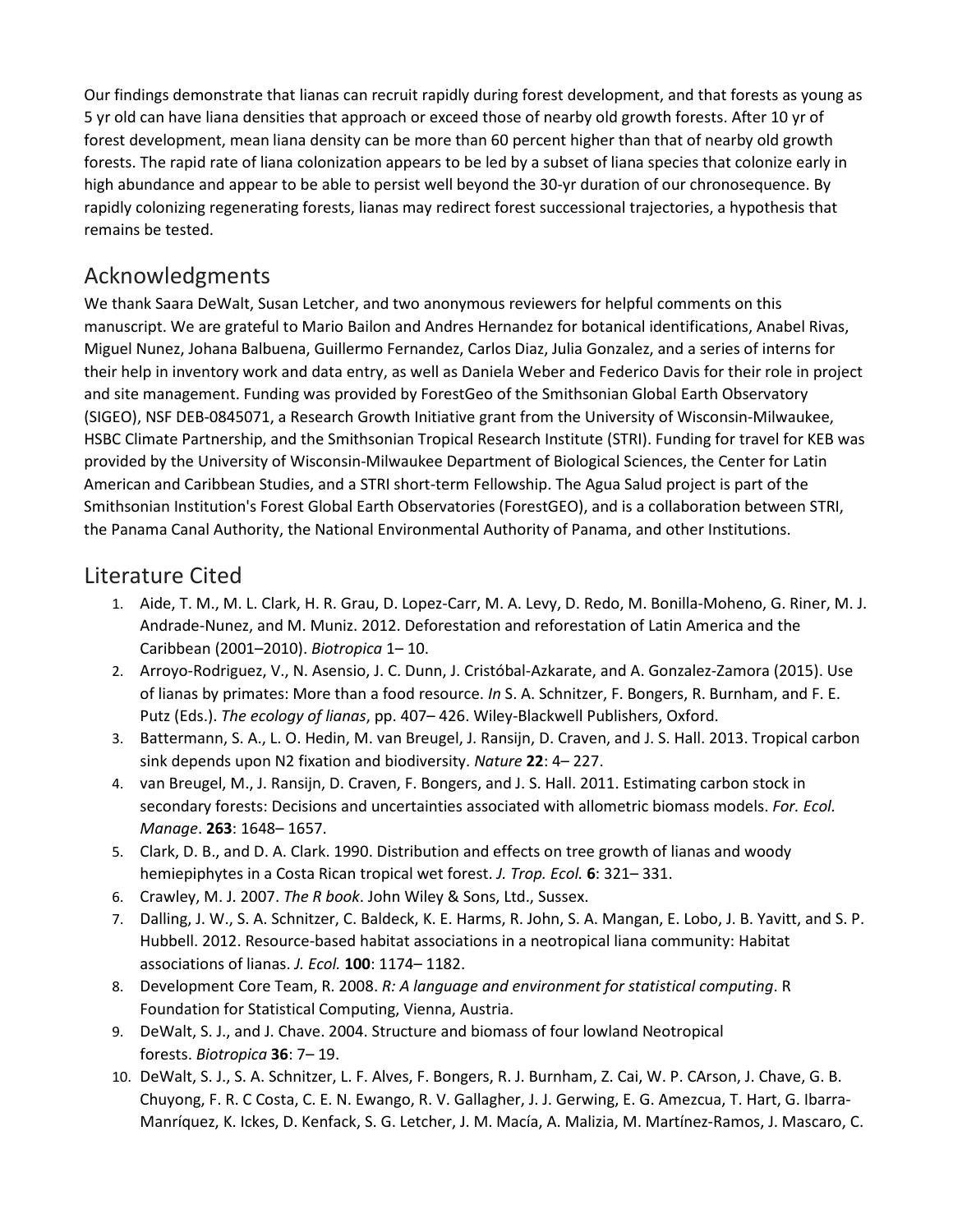Our findings demonstrate that lianas can recruit rapidly during forest development, and that forests as young as 5 yr old can have liana densities that approach or exceed those of nearby old growth forests. After 10 yr of forest development, mean liana density can be more than 60 percent higher than that of nearby old growth forests. The rapid rate of liana colonization appears to be led by a subset of liana species that colonize early in high abundance and appear to be able to persist well beyond the 30-yr duration of our chronosequence. By rapidly colonizing regenerating forests, lianas may redirect forest successional trajectories, a hypothesis that remains be tested.

## Acknowledgments

We thank Saara DeWalt, Susan Letcher, and two anonymous reviewers for helpful comments on this manuscript. We are grateful to Mario Bailon and Andres Hernandez for botanical identifications, Anabel Rivas, Miguel Nunez, Johana Balbuena, Guillermo Fernandez, Carlos Diaz, Julia Gonzalez, and a series of interns for their help in inventory work and data entry, as well as Daniela Weber and Federico Davis for their role in project and site management. Funding was provided by ForestGeo of the Smithsonian Global Earth Observatory (SIGEO), NSF DEB-0845071, a Research Growth Initiative grant from the University of Wisconsin-Milwaukee, HSBC Climate Partnership, and the Smithsonian Tropical Research Institute (STRI). Funding for travel for KEB was provided by the University of Wisconsin-Milwaukee Department of Biological Sciences, the Center for Latin American and Caribbean Studies, and a STRI short-term Fellowship. The Agua Salud project is part of the Smithsonian Institution's Forest Global Earth Observatories (ForestGEO), and is a collaboration between STRI, the Panama Canal Authority, the National Environmental Authority of Panama, and other Institutions.

## Literature Cited

1. Aide, T. M., M. L. Clark, H. R. Grau, D. Lopez-Carr, M. A. Levy, D. Redo, M. Bonilla-Moheno, G. Riner, M. J. Andrade-Nunez, and M. Muniz. 2012. Deforestation and reforestation of Latin America and the Caribbean (2001–2010). *Biotropica* 1– 10.
2. Arroyo-Rodriguez, V., N. Asensio, J. C. Dunn, J. Cristóbal-Azkarate, and A. Gonzalez-Zamora (2015). Use of lianas by primates: More than a food resource. *In* S. A. Schnitzer, F. Bongers, R. Burnham, and F. E. Putz (Eds.). *The ecology of lianas*, pp. 407– 426. Wiley-Blackwell Publishers, Oxford.
3. Battermann, S. A., L. O. Hedin, M. van Breugel, J. Ransijn, D. Craven, and J. S. Hall. 2013. Tropical carbon sink depends upon N2 fixation and biodiversity. *Nature* **22**: 4– 227.
4. van Breugel, M., J. Ransijn, D. Craven, F. Bongers, and J. S. Hall. 2011. Estimating carbon stock in secondary forests: Decisions and uncertainties associated with allometric biomass models. *For. Ecol. Manage*. **263**: 1648– 1657.
5. Clark, D. B., and D. A. Clark. 1990. Distribution and effects on tree growth of lianas and woody hemiepiphytes in a Costa Rican tropical wet forest. *J. Trop. Ecol.* **6**: 321– 331.
6. Crawley, M. J. 2007. *The R book*. John Wiley & Sons, Ltd., Sussex.
7. Dalling, J. W., S. A. Schnitzer, C. Baldeck, K. E. Harms, R. John, S. A. Mangan, E. Lobo, J. B. Yavitt, and S. P. Hubbell. 2012. Resource-based habitat associations in a neotropical liana community: Habitat associations of lianas. *J. Ecol.* **100**: 1174– 1182.
8. Development Core Team, R. 2008. *R: A language and environment for statistical computing*. R Foundation for Statistical Computing, Vienna, Austria.
9. DeWalt, S. J., and J. Chave. 2004. Structure and biomass of four lowland Neotropical forests. *Biotropica* **36**: 7– 19.
10. DeWalt, S. J., S. A. Schnitzer, L. F. Alves, F. Bongers, R. J. Burnham, Z. Cai, W. P. CArson, J. Chave, G. B. Chuyong, F. R. C Costa, C. E. N. Ewango, R. V. Gallagher, J. J. Gerwing, E. G. Amezcua, T. Hart, G. Ibarra-Manríquez, K. Ickes, D. Kenfack, S. G. Letcher, J. M. Macía, A. Malizia, M. Martínez-Ramos, J. Mascaro, C.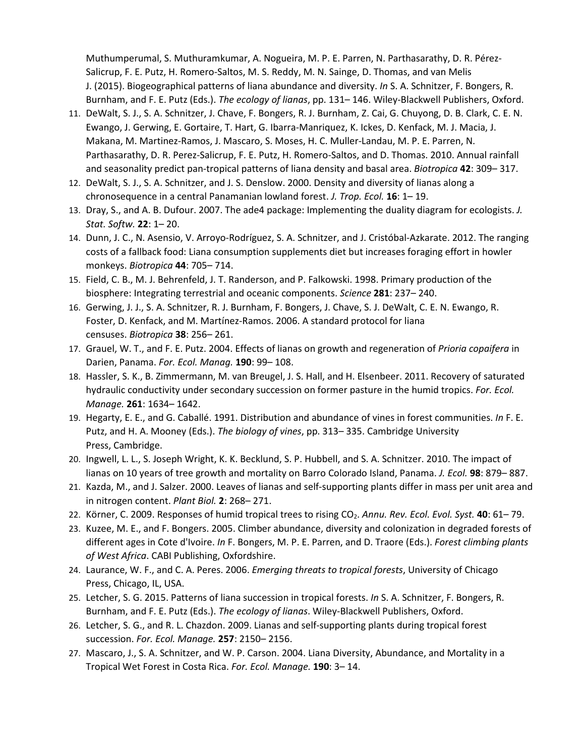Muthumperumal, S. Muthuramkumar, A. Nogueira, M. P. E. Parren, N. Parthasarathy, D. R. Pérez-Salicrup, F. E. Putz, H. Romero-Saltos, M. S. Reddy, M. N. Sainge, D. Thomas, and van Melis J. (2015). Biogeographical patterns of liana abundance and diversity. *In* S. A. Schnitzer, F. Bongers, R. Burnham, and F. E. Putz (Eds.). *The ecology of lianas*, pp. 131– 146. Wiley-Blackwell Publishers, Oxford.

11. DeWalt, S. J., S. A. Schnitzer, J. Chave, F. Bongers, R. J. Burnham, Z. Cai, G. Chuyong, D. B. Clark, C. E. N. Ewango, J. Gerwing, E. Gortaire, T. Hart, G. Ibarra-Manriquez, K. Ickes, D. Kenfack, M. J. Macia, J. Makana, M. Martinez-Ramos, J. Mascaro, S. Moses, H. C. Muller-Landau, M. P. E. Parren, N. Parthasarathy, D. R. Perez-Salicrup, F. E. Putz, H. Romero-Saltos, and D. Thomas. 2010. Annual rainfall and seasonality predict pan-tropical patterns of liana density and basal area. *Biotropica* **42**: 309– 317.
12. DeWalt, S. J., S. A. Schnitzer, and J. S. Denslow. 2000. Density and diversity of lianas along a chronosequence in a central Panamanian lowland forest. *J. Trop. Ecol.* **16**: 1– 19.
13. Dray, S., and A. B. Dufour. 2007. The ade4 package: Implementing the duality diagram for ecologists. *J. Stat. Softw.* **22**: 1– 20.
14. Dunn, J. C., N. Asensio, V. Arroyo-Rodríguez, S. A. Schnitzer, and J. Cristóbal-Azkarate. 2012. The ranging costs of a fallback food: Liana consumption supplements diet but increases foraging effort in howler monkeys. *Biotropica* **44**: 705– 714.
15. Field, C. B., M. J. Behrenfeld, J. T. Randerson, and P. Falkowski. 1998. Primary production of the biosphere: Integrating terrestrial and oceanic components. *Science* **281**: 237– 240.
16. Gerwing, J. J., S. A. Schnitzer, R. J. Burnham, F. Bongers, J. Chave, S. J. DeWalt, C. E. N. Ewango, R. Foster, D. Kenfack, and M. Martínez-Ramos. 2006. A standard protocol for liana censuses. *Biotropica* **38**: 256– 261.
17. Grauel, W. T., and F. E. Putz. 2004. Effects of lianas on growth and regeneration of *Prioria copaifera* in Darien, Panama. *For. Ecol. Manag.* **190**: 99– 108.
18. Hassler, S. K., B. Zimmermann, M. van Breugel, J. S. Hall, and H. Elsenbeer. 2011. Recovery of saturated hydraulic conductivity under secondary succession on former pasture in the humid tropics. *For. Ecol. Manage.* **261**: 1634– 1642.
19. Hegarty, E. E., and G. Caballé. 1991. Distribution and abundance of vines in forest communities. *In* F. E. Putz, and H. A. Mooney (Eds.). *The biology of vines*, pp. 313– 335. Cambridge University Press, Cambridge.
20. Ingwell, L. L., S. Joseph Wright, K. K. Becklund, S. P. Hubbell, and S. A. Schnitzer. 2010. The impact of lianas on 10 years of tree growth and mortality on Barro Colorado Island, Panama. *J. Ecol.* **98**: 879– 887.
21. Kazda, M., and J. Salzer. 2000. Leaves of lianas and self-supporting plants differ in mass per unit area and in nitrogen content. *Plant Biol.* **2**: 268– 271.
22. Körner, C. 2009. Responses of humid tropical trees to rising $CO_2$. *Annu. Rev. Ecol. Evol. Syst.* **40**: 61– 79.
23. Kuzee, M. E., and F. Bongers. 2005. Climber abundance, diversity and colonization in degraded forests of different ages in Cote d'Ivoire. *In* F. Bongers, M. P. E. Parren, and D. Traore (Eds.). *Forest climbing plants of West Africa*. CABI Publishing, Oxfordshire.
24. Laurance, W. F., and C. A. Peres. 2006. *Emerging threats to tropical forests*, University of Chicago Press, Chicago, IL, USA.
25. Letcher, S. G. 2015. Patterns of liana succession in tropical forests. *In* S. A. Schnitzer, F. Bongers, R. Burnham, and F. E. Putz (Eds.). *The ecology of lianas*. Wiley-Blackwell Publishers, Oxford.
26. Letcher, S. G., and R. L. Chazdon. 2009. Lianas and self-supporting plants during tropical forest succession. *For. Ecol. Manage.* **257**: 2150– 2156.
27. Mascaro, J., S. A. Schnitzer, and W. P. Carson. 2004. Liana Diversity, Abundance, and Mortality in a Tropical Wet Forest in Costa Rica. *For. Ecol. Manage.* **190**: 3– 14.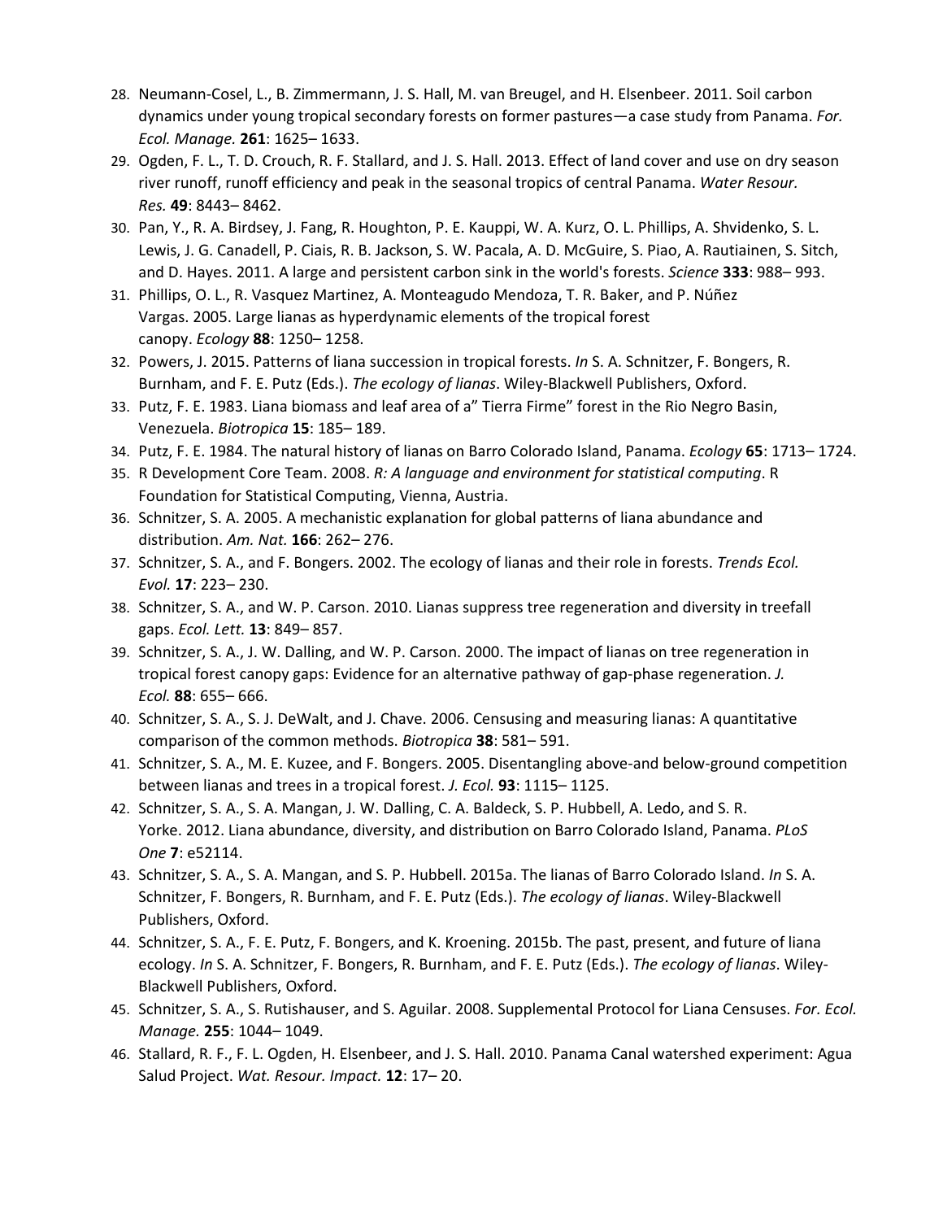28. Neumann-Cosel, L., B. Zimmermann, J. S. Hall, M. van Breugel, and H. Elsenbeer. 2011. Soil carbon dynamics under young tropical secondary forests on former pastures—a case study from Panama. *For. Ecol. Manage.* **261**: 1625– 1633.
29. Ogden, F. L., T. D. Crouch, R. F. Stallard, and J. S. Hall. 2013. Effect of land cover and use on dry season river runoff, runoff efficiency and peak in the seasonal tropics of central Panama. *Water Resour. Res.* **49**: 8443– 8462.
30. Pan, Y., R. A. Birdsey, J. Fang, R. Houghton, P. E. Kauppi, W. A. Kurz, O. L. Phillips, A. Shvidenko, S. L. Lewis, J. G. Canadell, P. Ciais, R. B. Jackson, S. W. Pacala, A. D. McGuire, S. Piao, A. Rautiainen, S. Sitch, and D. Hayes. 2011. A large and persistent carbon sink in the world's forests. *Science* **333**: 988– 993.
31. Phillips, O. L., R. Vasquez Martinez, A. Monteagudo Mendoza, T. R. Baker, and P. Núñez Vargas. 2005. Large lianas as hyperdynamic elements of the tropical forest canopy. *Ecology* **88**: 1250– 1258.
32. Powers, J. 2015. Patterns of liana succession in tropical forests. *In* S. A. Schnitzer, F. Bongers, R. Burnham, and F. E. Putz (Eds.). *The ecology of lianas*. Wiley-Blackwell Publishers, Oxford.
33. Putz, F. E. 1983. Liana biomass and leaf area of a" Tierra Firme" forest in the Rio Negro Basin, Venezuela. *Biotropica* **15**: 185– 189.
34. Putz, F. E. 1984. The natural history of lianas on Barro Colorado Island, Panama. *Ecology* **65**: 1713– 1724.
35. R Development Core Team. 2008. *R: A language and environment for statistical computing*. R Foundation for Statistical Computing, Vienna, Austria.
36. Schnitzer, S. A. 2005. A mechanistic explanation for global patterns of liana abundance and distribution. *Am. Nat.* **166**: 262– 276.
37. Schnitzer, S. A., and F. Bongers. 2002. The ecology of lianas and their role in forests. *Trends Ecol. Evol.* **17**: 223– 230.
38. Schnitzer, S. A., and W. P. Carson. 2010. Lianas suppress tree regeneration and diversity in treefall gaps. *Ecol. Lett.* **13**: 849– 857.
39. Schnitzer, S. A., J. W. Dalling, and W. P. Carson. 2000. The impact of lianas on tree regeneration in tropical forest canopy gaps: Evidence for an alternative pathway of gap-phase regeneration. *J. Ecol.* **88**: 655– 666.
40. Schnitzer, S. A., S. J. DeWalt, and J. Chave. 2006. Censusing and measuring lianas: A quantitative comparison of the common methods. *Biotropica* **38**: 581– 591.
41. Schnitzer, S. A., M. E. Kuzee, and F. Bongers. 2005. Disentangling above-and below-ground competition between lianas and trees in a tropical forest. *J. Ecol.* **93**: 1115– 1125.
42. Schnitzer, S. A., S. A. Mangan, J. W. Dalling, C. A. Baldeck, S. P. Hubbell, A. Ledo, and S. R. Yorke. 2012. Liana abundance, diversity, and distribution on Barro Colorado Island, Panama. *PLoS One* **7**: e52114.
43. Schnitzer, S. A., S. A. Mangan, and S. P. Hubbell. 2015a. The lianas of Barro Colorado Island. *In* S. A. Schnitzer, F. Bongers, R. Burnham, and F. E. Putz (Eds.). *The ecology of lianas*. Wiley-Blackwell Publishers, Oxford.
44. Schnitzer, S. A., F. E. Putz, F. Bongers, and K. Kroening. 2015b. The past, present, and future of liana ecology. *In* S. A. Schnitzer, F. Bongers, R. Burnham, and F. E. Putz (Eds.). *The ecology of lianas*. Wiley-Blackwell Publishers, Oxford.
45. Schnitzer, S. A., S. Rutishauser, and S. Aguilar. 2008. Supplemental Protocol for Liana Censuses. *For. Ecol. Manage.* **255**: 1044– 1049.
46. Stallard, R. F., F. L. Ogden, H. Elsenbeer, and J. S. Hall. 2010. Panama Canal watershed experiment: Agua Salud Project. *Wat. Resour. Impact.* **12**: 17– 20.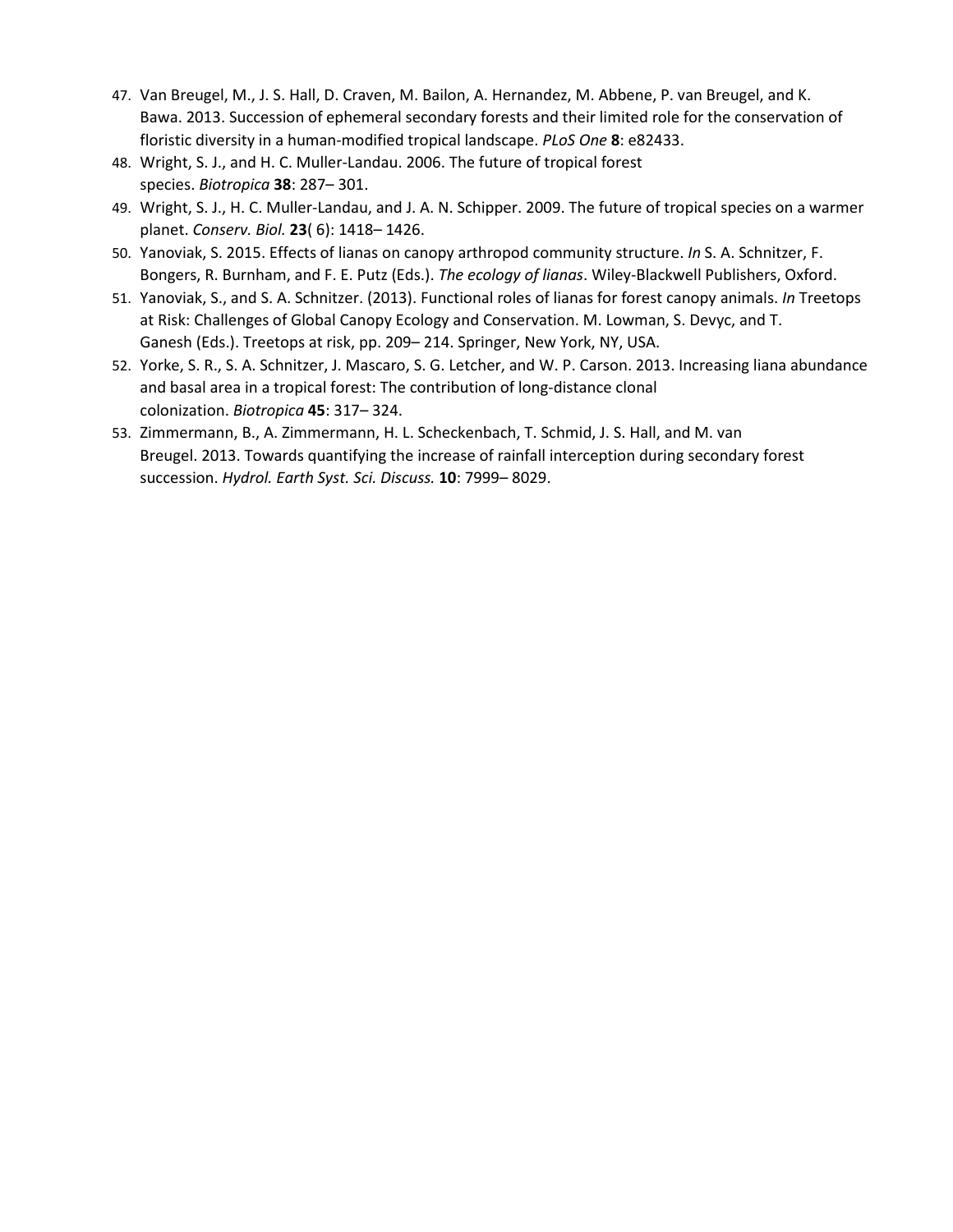47. Van Breugel, M., J. S. Hall, D. Craven, M. Bailon, A. Hernandez, M. Abbene, P. van Breugel, and K. Bawa. 2013. Succession of ephemeral secondary forests and their limited role for the conservation of floristic diversity in a human-modified tropical landscape. *PLoS One* **8**: e82433.
48. Wright, S. J., and H. C. Muller-Landau. 2006. The future of tropical forest species. *Biotropica* **38**: 287– 301.
49. Wright, S. J., H. C. Muller-Landau, and J. A. N. Schipper. 2009. The future of tropical species on a warmer planet. *Conserv. Biol.* **23**( 6): 1418– 1426.
50. Yanoviak, S. 2015. Effects of lianas on canopy arthropod community structure. *In* S. A. Schnitzer, F. Bongers, R. Burnham, and F. E. Putz (Eds.). *The ecology of lianas*. Wiley-Blackwell Publishers, Oxford.
51. Yanoviak, S., and S. A. Schnitzer. (2013). Functional roles of lianas for forest canopy animals. *In* Treetops at Risk: Challenges of Global Canopy Ecology and Conservation. M. Lowman, S. Devyc, and T. Ganesh (Eds.). Treetops at risk, pp. 209– 214. Springer, New York, NY, USA.
52. Yorke, S. R., S. A. Schnitzer, J. Mascaro, S. G. Letcher, and W. P. Carson. 2013. Increasing liana abundance and basal area in a tropical forest: The contribution of long-distance clonal colonization. *Biotropica* **45**: 317– 324.
53. Zimmermann, B., A. Zimmermann, H. L. Scheckenbach, T. Schmid, J. S. Hall, and M. van Breugel. 2013. Towards quantifying the increase of rainfall interception during secondary forest succession. *Hydrol. Earth Syst. Sci. Discuss.* **10**: 7999– 8029.